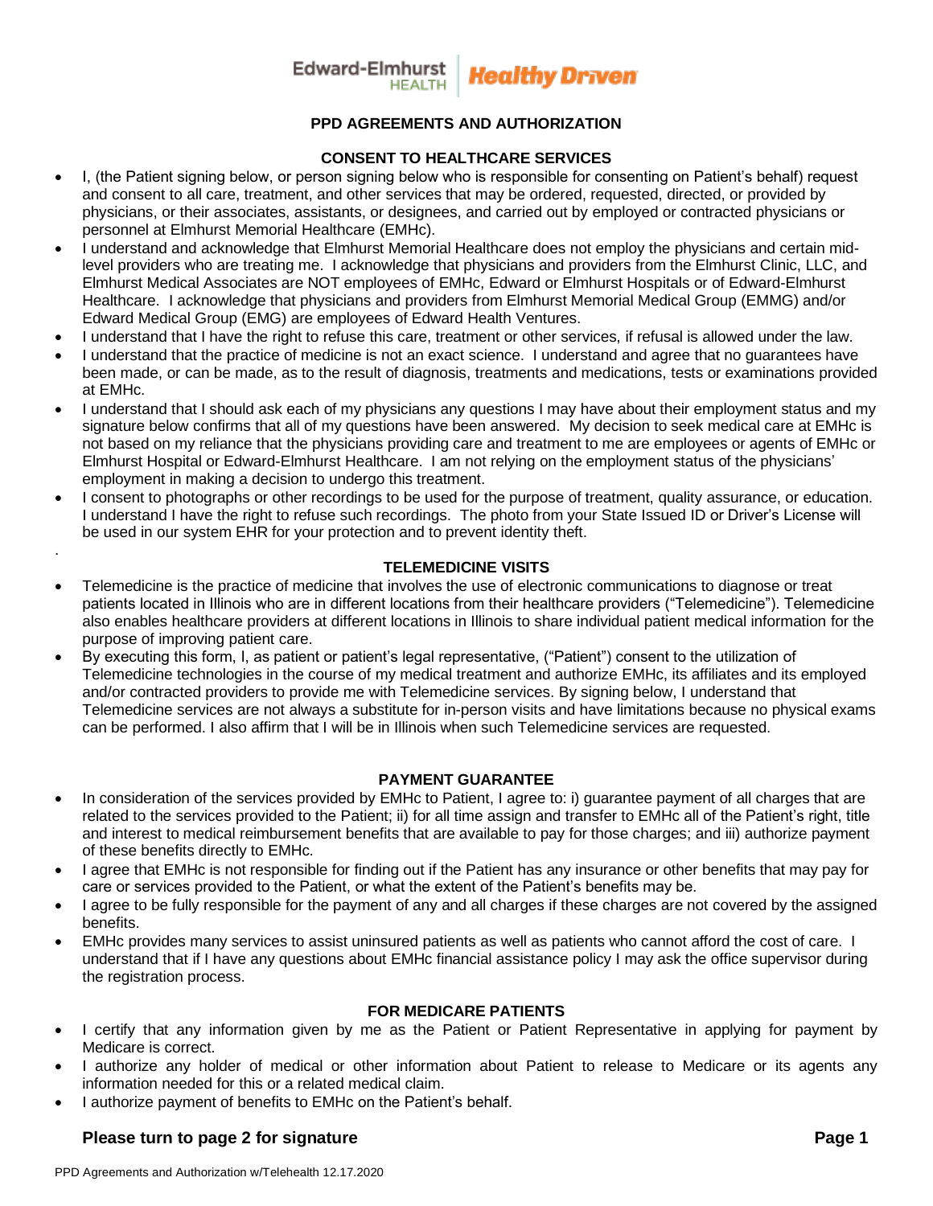Edward-Elmhurst HEALTH | Healthy Driven

# PPD AGREEMENTS AND AUTHORIZATION

## CONSENT TO HEALTHCARE SERVICES

- I, (the Patient signing below, or person signing below who is responsible for consenting on Patient's behalf) request and consent to all care, treatment, and other services that may be ordered, requested, directed, or provided by physicians, or their associates, assistants, or designees, and carried out by employed or contracted physicians or personnel at Elmhurst Memorial Healthcare (EMHc).
- I understand and acknowledge that Elmhurst Memorial Healthcare does not employ the physicians and certain mid-level providers who are treating me. I acknowledge that physicians and providers from the Elmhurst Clinic, LLC, and Elmhurst Medical Associates are NOT employees of EMHc, Edward or Elmhurst Hospitals or of Edward-Elmhurst Healthcare. I acknowledge that physicians and providers from Elmhurst Memorial Medical Group (EMMG) and/or Edward Medical Group (EMG) are employees of Edward Health Ventures.
- I understand that I have the right to refuse this care, treatment or other services, if refusal is allowed under the law.
- I understand that the practice of medicine is not an exact science. I understand and agree that no guarantees have been made, or can be made, as to the result of diagnosis, treatments and medications, tests or examinations provided at EMHc.
- I understand that I should ask each of my physicians any questions I may have about their employment status and my signature below confirms that all of my questions have been answered. My decision to seek medical care at EMHc is not based on my reliance that the physicians providing care and treatment to me are employees or agents of EMHc or Elmhurst Hospital or Edward-Elmhurst Healthcare. I am not relying on the employment status of the physicians' employment in making a decision to undergo this treatment.
- I consent to photographs or other recordings to be used for the purpose of treatment, quality assurance, or education. I understand I have the right to refuse such recordings. The photo from your State Issued ID or Driver's License will be used in our system EHR for your protection and to prevent identity theft.

## TELEMEDICINE VISITS

- Telemedicine is the practice of medicine that involves the use of electronic communications to diagnose or treat patients located in Illinois who are in different locations from their healthcare providers ("Telemedicine"). Telemedicine also enables healthcare providers at different locations in Illinois to share individual patient medical information for the purpose of improving patient care.
- By executing this form, I, as patient or patient's legal representative, ("Patient") consent to the utilization of Telemedicine technologies in the course of my medical treatment and authorize EMHc, its affiliates and its employed and/or contracted providers to provide me with Telemedicine services. By signing below, I understand that Telemedicine services are not always a substitute for in-person visits and have limitations because no physical exams can be performed. I also affirm that I will be in Illinois when such Telemedicine services are requested.

## PAYMENT GUARANTEE

- In consideration of the services provided by EMHc to Patient, I agree to: i) guarantee payment of all charges that are related to the services provided to the Patient; ii) for all time assign and transfer to EMHc all of the Patient's right, title and interest to medical reimbursement benefits that are available to pay for those charges; and iii) authorize payment of these benefits directly to EMHc.
- I agree that EMHc is not responsible for finding out if the Patient has any insurance or other benefits that may pay for care or services provided to the Patient, or what the extent of the Patient's benefits may be.
- I agree to be fully responsible for the payment of any and all charges if these charges are not covered by the assigned benefits.
- EMHc provides many services to assist uninsured patients as well as patients who cannot afford the cost of care. I understand that if I have any questions about EMHc financial assistance policy I may ask the office supervisor during the registration process.

## FOR MEDICARE PATIENTS

- I certify that any information given by me as the Patient or Patient Representative in applying for payment by Medicare is correct.
- I authorize any holder of medical or other information about Patient to release to Medicare or its agents any information needed for this or a related medical claim.
- I authorize payment of benefits to EMHc on the Patient's behalf.

**Please turn to page 2 for signature**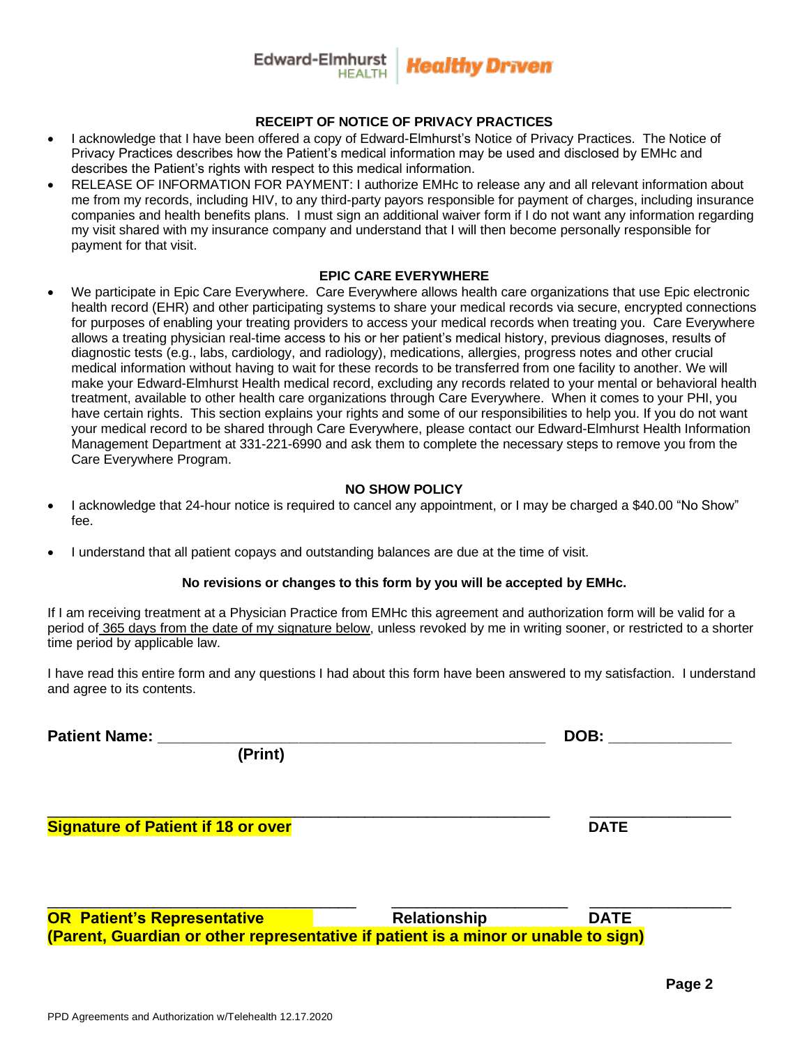Edward-Elmhurst HEALTH | Healthy Driven

## RECEIPT OF NOTICE OF PRIVACY PRACTICES

- I acknowledge that I have been offered a copy of Edward-Elmhurst's Notice of Privacy Practices. The Notice of Privacy Practices describes how the Patient's medical information may be used and disclosed by EMHc and describes the Patient's rights with respect to this medical information.
- RELEASE OF INFORMATION FOR PAYMENT: I authorize EMHc to release any and all relevant information about me from my records, including HIV, to any third-party payors responsible for payment of charges, including insurance companies and health benefits plans. I must sign an additional waiver form if I do not want any information regarding my visit shared with my insurance company and understand that I will then become personally responsible for payment for that visit.

## EPIC CARE EVERYWHERE

- We participate in Epic Care Everywhere. Care Everywhere allows health care organizations that use Epic electronic health record (EHR) and other participating systems to share your medical records via secure, encrypted connections for purposes of enabling your treating providers to access your medical records when treating you. Care Everywhere allows a treating physician real-time access to his or her patient's medical history, previous diagnoses, results of diagnostic tests (e.g., labs, cardiology, and radiology), medications, allergies, progress notes and other crucial medical information without having to wait for these records to be transferred from one facility to another. We will make your Edward-Elmhurst Health medical record, excluding any records related to your mental or behavioral health treatment, available to other health care organizations through Care Everywhere. When it comes to your PHI, you have certain rights. This section explains your rights and some of our responsibilities to help you. If you do not want your medical record to be shared through Care Everywhere, please contact our Edward-Elmhurst Health Information Management Department at 331-221-6990 and ask them to complete the necessary steps to remove you from the Care Everywhere Program.

## NO SHOW POLICY

- I acknowledge that 24-hour notice is required to cancel any appointment, or I may be charged a $40.00 "No Show" fee.

- I understand that all patient copays and outstanding balances are due at the time of visit.

**No revisions or changes to this form by you will be accepted by EMHc.**

If I am receiving treatment at a Physician Practice from EMHc this agreement and authorization form will be valid for a period of 365 days from the date of my signature below, unless revoked by me in writing sooner, or restricted to a shorter time period by applicable law.

I have read this entire form and any questions I had about this form have been answered to my satisfaction. I understand and agree to its contents.

**Patient Name:** ______________________________________________ **DOB:** ______________
**(Print)**

____________________________________________________________ ________________
**Signature of Patient if 18 or over** **DATE**

_____________________________________ _____________________ ________________
**OR Patient's Representative** **Relationship** **DATE**
**(Parent, Guardian or other representative if patient is a minor or unable to sign)**

PPD Agreements and Authorization w/Telehealth 12.17.2020